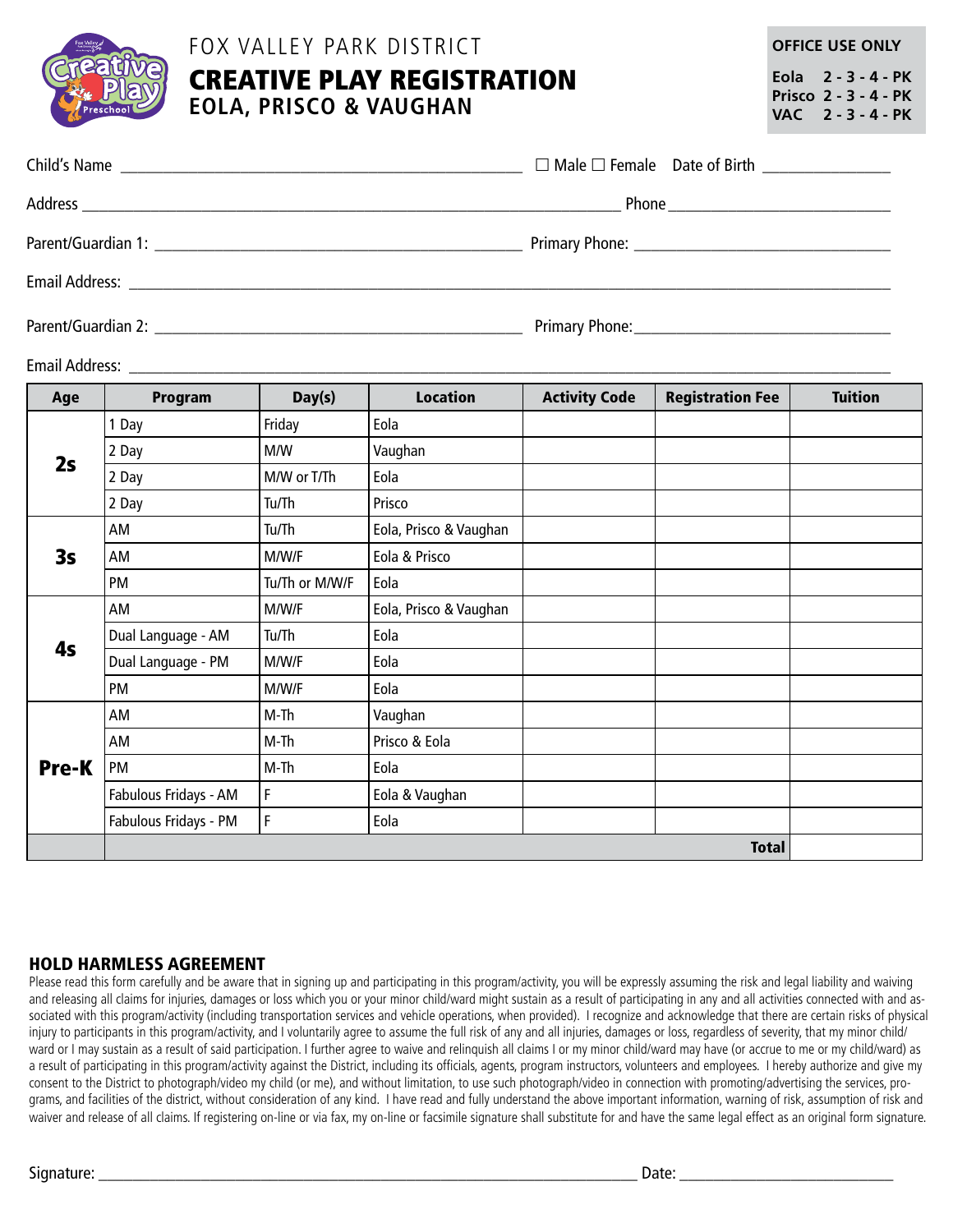# FOX VALLEY PARK DISTRICT

## CREATIVE PLAY REGISTRATION

### EOLA, PRISCO & VAUGHAN

**OFFICE USE ONLY**

**Eola 2 - 3 - 4 - PK**
**Prisco 2 - 3 - 4 - PK**
**VAC 2 - 3 - 4 - PK**

Child's Name ______________________________ ☐ Male ☐ Female Date of Birth ______________

Address ______________________________ Phone ______________

Parent/Guardian 1: ______________________________ Primary Phone: ______________

Email Address: ______________________________

Parent/Guardian 2: ______________________________ Primary Phone: ______________

Email Address: ______________________________

| Age | Program | Day(s) | Location | Activity Code | Registration Fee | Tuition |
|---|---|---|---|---|---|---|
| **2s** | 1 Day | Friday | Eola | | | |
| | 2 Day | M/W | Vaughan | | | |
| | 2 Day | M/W or T/Th | Eola | | | |
| | 2 Day | Tu/Th | Prisco | | | |
| **3s** | AM | Tu/Th | Eola, Prisco & Vaughan | | | |
| | AM | M/W/F | Eola & Prisco | | | |
| | PM | Tu/Th or M/W/F | Eola | | | |
| **4s** | AM | M/W/F | Eola, Prisco & Vaughan | | | |
| | Dual Language - AM | Tu/Th | Eola | | | |
| | Dual Language - PM | M/W/F | Eola | | | |
| | PM | M/W/F | Eola | | | |
| **Pre-K** | AM | M-Th | Vaughan | | | |
| | AM | M-Th | Prisco & Eola | | | |
| | PM | M-Th | Eola | | | |
| | Fabulous Fridays - AM | F | Eola & Vaughan | | | |
| | Fabulous Fridays - PM | F | Eola | | | |
| | | | | | **Total** | |

## HOLD HARMLESS AGREEMENT

Please read this form carefully and be aware that in signing up and participating in this program/activity, you will be expressly assuming the risk and legal liability and waiving and releasing all claims for injuries, damages or loss which you or your minor child/ward might sustain as a result of participating in any and all activities connected with and associated with this program/activity (including transportation services and vehicle operations, when provided). I recognize and acknowledge that there are certain risks of physical injury to participants in this program/activity, and I voluntarily agree to assume the full risk of any and all injuries, damages or loss, regardless of severity, that my minor child/ward or I may sustain as a result of said participation. I further agree to waive and relinquish all claims I or my minor child/ward may have (or accrue to me or my child/ward) as a result of participating in this program/activity against the District, including its officials, agents, program instructors, volunteers and employees. I hereby authorize and give my consent to the District to photograph/video my child (or me), and without limitation, to use such photograph/video in connection with promoting/advertising the services, programs, and facilities of the district, without consideration of any kind. I have read and fully understand the above important information, warning of risk, assumption of risk and waiver and release of all claims. If registering on-line or via fax, my on-line or facsimile signature shall substitute for and have the same legal effect as an original form signature.

Signature: ______________________________ Date: ______________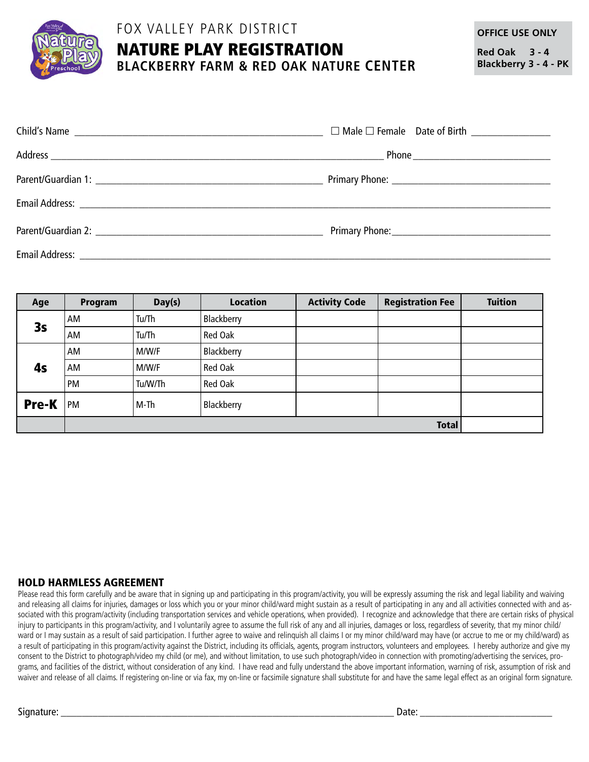FOX VALLEY PARK DISTRICT

# NATURE PLAY REGISTRATION

## BLACKBERRY FARM & RED OAK NATURE CENTER

**OFFICE USE ONLY**

**Red Oak 3 - 4**
**Blackberry 3 - 4 - PK**

Child's Name ____________________________________ ☐ Male ☐ Female Date of Birth ______________

Address ____________________________________________________ Phone ______________________

Parent/Guardian 1: ____________________________________ Primary Phone: ________________________

Email Address: ______________________________________________________________________

Parent/Guardian 2: ____________________________________ Primary Phone: ________________________

Email Address: ______________________________________________________________________

| Age | Program | Day(s) | Location | Activity Code | Registration Fee | Tuition |
|---|---|---|---|---|---|---|
| **3s** | AM | Tu/Th | Blackberry | | | |
| | AM | Tu/Th | Red Oak | | | |
| **4s** | AM | M/W/F | Blackberry | | | |
| | AM | M/W/F | Red Oak | | | |
| | PM | Tu/W/Th | Red Oak | | | |
| **Pre-K** | PM | M-Th | Blackberry | | | |
| | | | | | **Total** | |

### HOLD HARMLESS AGREEMENT

Please read this form carefully and be aware that in signing up and participating in this program/activity, you will be expressly assuming the risk and legal liability and waiving and releasing all claims for injuries, damages or loss which you or your minor child/ward might sustain as a result of participating in any and all activities connected with and associated with this program/activity (including transportation services and vehicle operations, when provided). I recognize and acknowledge that there are certain risks of physical injury to participants in this program/activity, and I voluntarily agree to assume the full risk of any and all injuries, damages or loss, regardless of severity, that my minor child/ward or I may sustain as a result of said participation. I further agree to waive and relinquish all claims I or my minor child/ward may have (or accrue to me or my child/ward) as a result of participating in this program/activity against the District, including its officials, agents, program instructors, volunteers and employees. I hereby authorize and give my consent to the District to photograph/video my child (or me), and without limitation, to use such photograph/video in connection with promoting/advertising the services, programs, and facilities of the district, without consideration of any kind. I have read and fully understand the above important information, warning of risk, assumption of risk and waiver and release of all claims. If registering on-line or via fax, my on-line or facsimile signature shall substitute for and have the same legal effect as an original form signature.

Signature: ____________________________________________________ Date: ______________________